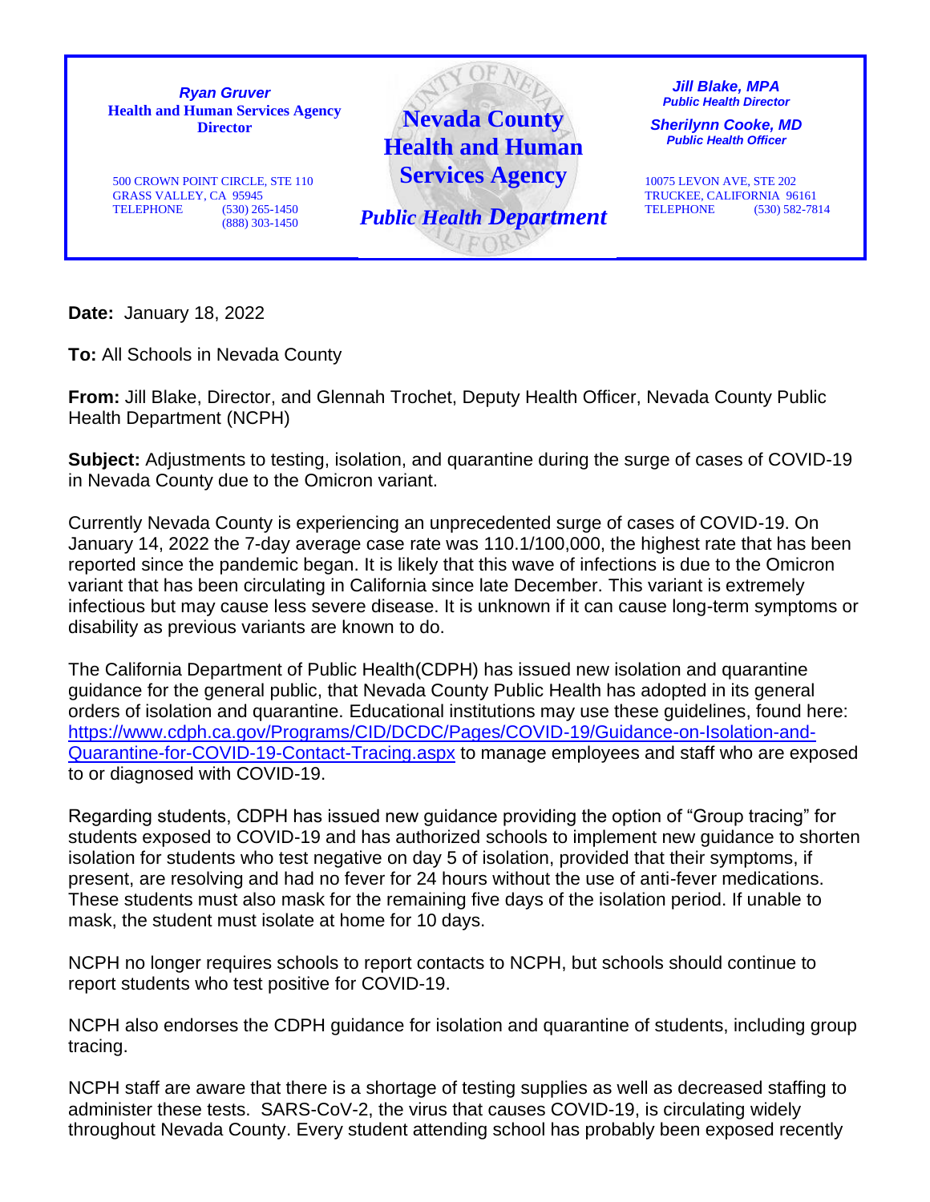**Ryan Gruver**
**Health and Human Services Agency Director**

500 CROWN POINT CIRCLE, STE 110
GRASS VALLEY, CA 95945
TELEPHONE (530) 265-1450
(888) 303-1450

# Nevada County Health and Human Services Agency

## *Public Health Department*

***Jill Blake, MPA***
***Public Health Director***

***Sherilynn Cooke, MD***
***Public Health Officer***

10075 LEVON AVE, STE 202
TRUCKEE, CALIFORNIA 96161
TELEPHONE (530) 582-7814

**Date:** January 18, 2022

**To:** All Schools in Nevada County

**From:** Jill Blake, Director, and Glennah Trochet, Deputy Health Officer, Nevada County Public Health Department (NCPH)

**Subject:** Adjustments to testing, isolation, and quarantine during the surge of cases of COVID-19 in Nevada County due to the Omicron variant.

Currently Nevada County is experiencing an unprecedented surge of cases of COVID-19. On January 14, 2022 the 7-day average case rate was 110.1/100,000, the highest rate that has been reported since the pandemic began. It is likely that this wave of infections is due to the Omicron variant that has been circulating in California since late December. This variant is extremely infectious but may cause less severe disease. It is unknown if it can cause long-term symptoms or disability as previous variants are known to do.

The California Department of Public Health(CDPH) has issued new isolation and quarantine guidance for the general public, that Nevada County Public Health has adopted in its general orders of isolation and quarantine. Educational institutions may use these guidelines, found here: https://www.cdph.ca.gov/Programs/CID/DCDC/Pages/COVID-19/Guidance-on-Isolation-and-Quarantine-for-COVID-19-Contact-Tracing.aspx to manage employees and staff who are exposed to or diagnosed with COVID-19.

Regarding students, CDPH has issued new guidance providing the option of "Group tracing" for students exposed to COVID-19 and has authorized schools to implement new guidance to shorten isolation for students who test negative on day 5 of isolation, provided that their symptoms, if present, are resolving and had no fever for 24 hours without the use of anti-fever medications. These students must also mask for the remaining five days of the isolation period. If unable to mask, the student must isolate at home for 10 days.

NCPH no longer requires schools to report contacts to NCPH, but schools should continue to report students who test positive for COVID-19.

NCPH also endorses the CDPH guidance for isolation and quarantine of students, including group tracing.

NCPH staff are aware that there is a shortage of testing supplies as well as decreased staffing to administer these tests. SARS-CoV-2, the virus that causes COVID-19, is circulating widely throughout Nevada County. Every student attending school has probably been exposed recently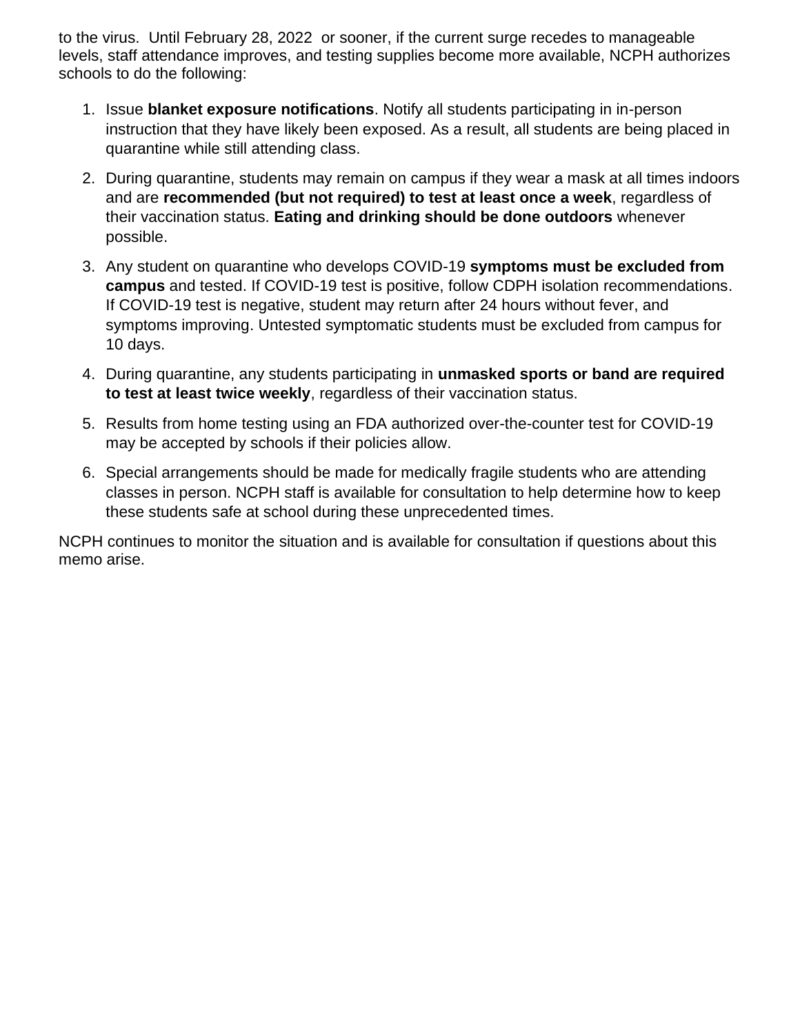to the virus. Until February 28, 2022 or sooner, if the current surge recedes to manageable levels, staff attendance improves, and testing supplies become more available, NCPH authorizes schools to do the following:

1. Issue **blanket exposure notifications**. Notify all students participating in in-person instruction that they have likely been exposed. As a result, all students are being placed in quarantine while still attending class.
2. During quarantine, students may remain on campus if they wear a mask at all times indoors and are **recommended (but not required) to test at least once a week**, regardless of their vaccination status. **Eating and drinking should be done outdoors** whenever possible.
3. Any student on quarantine who develops COVID-19 **symptoms must be excluded from campus** and tested. If COVID-19 test is positive, follow CDPH isolation recommendations. If COVID-19 test is negative, student may return after 24 hours without fever, and symptoms improving. Untested symptomatic students must be excluded from campus for 10 days.
4. During quarantine, any students participating in **unmasked sports or band are required to test at least twice weekly**, regardless of their vaccination status.
5. Results from home testing using an FDA authorized over-the-counter test for COVID-19 may be accepted by schools if their policies allow.
6. Special arrangements should be made for medically fragile students who are attending classes in person. NCPH staff is available for consultation to help determine how to keep these students safe at school during these unprecedented times.

NCPH continues to monitor the situation and is available for consultation if questions about this memo arise.